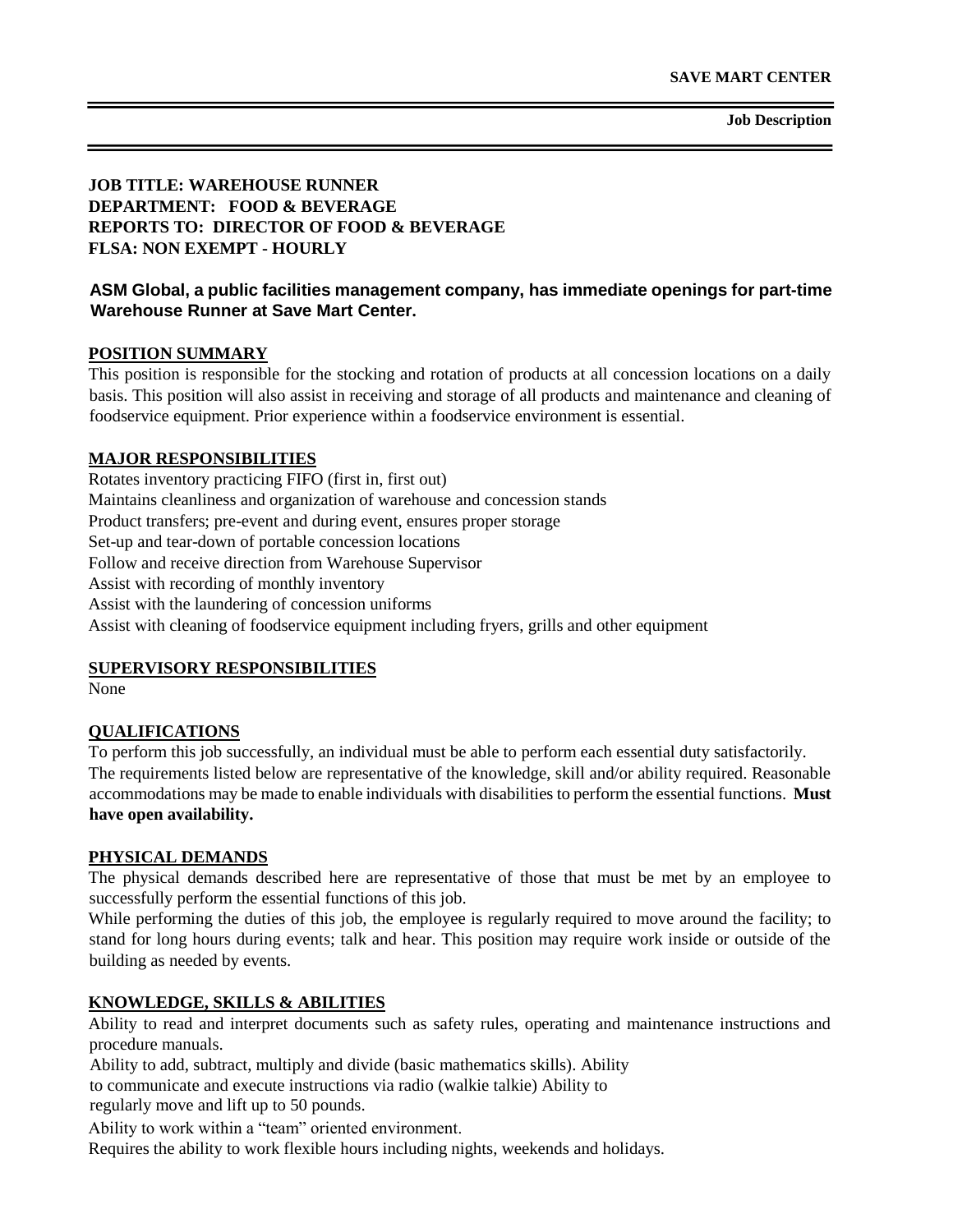**SAVE MART CENTER**

**Job Description**

**JOB TITLE: WAREHOUSE RUNNER**
**DEPARTMENT: FOOD & BEVERAGE**
**REPORTS TO: DIRECTOR OF FOOD & BEVERAGE**
**FLSA: NON EXEMPT - HOURLY**

**ASM Global, a public facilities management company, has immediate openings for part-time Warehouse Runner at Save Mart Center.**

## POSITION SUMMARY

This position is responsible for the stocking and rotation of products at all concession locations on a daily basis. This position will also assist in receiving and storage of all products and maintenance and cleaning of foodservice equipment. Prior experience within a foodservice environment is essential.

## MAJOR RESPONSIBILITIES

Rotates inventory practicing FIFO (first in, first out)
Maintains cleanliness and organization of warehouse and concession stands
Product transfers; pre-event and during event, ensures proper storage
Set-up and tear-down of portable concession locations
Follow and receive direction from Warehouse Supervisor
Assist with recording of monthly inventory
Assist with the laundering of concession uniforms
Assist with cleaning of foodservice equipment including fryers, grills and other equipment

## SUPERVISORY RESPONSIBILITIES

None

## QUALIFICATIONS

To perform this job successfully, an individual must be able to perform each essential duty satisfactorily. The requirements listed below are representative of the knowledge, skill and/or ability required. Reasonable accommodations may be made to enable individuals with disabilities to perform the essential functions. **Must have open availability.**

## PHYSICAL DEMANDS

The physical demands described here are representative of those that must be met by an employee to successfully perform the essential functions of this job.

While performing the duties of this job, the employee is regularly required to move around the facility; to stand for long hours during events; talk and hear. This position may require work inside or outside of the building as needed by events.

## KNOWLEDGE, SKILLS & ABILITIES

Ability to read and interpret documents such as safety rules, operating and maintenance instructions and procedure manuals.

Ability to add, subtract, multiply and divide (basic mathematics skills). Ability to communicate and execute instructions via radio (walkie talkie) Ability to regularly move and lift up to 50 pounds.

Ability to work within a "team" oriented environment.

Requires the ability to work flexible hours including nights, weekends and holidays.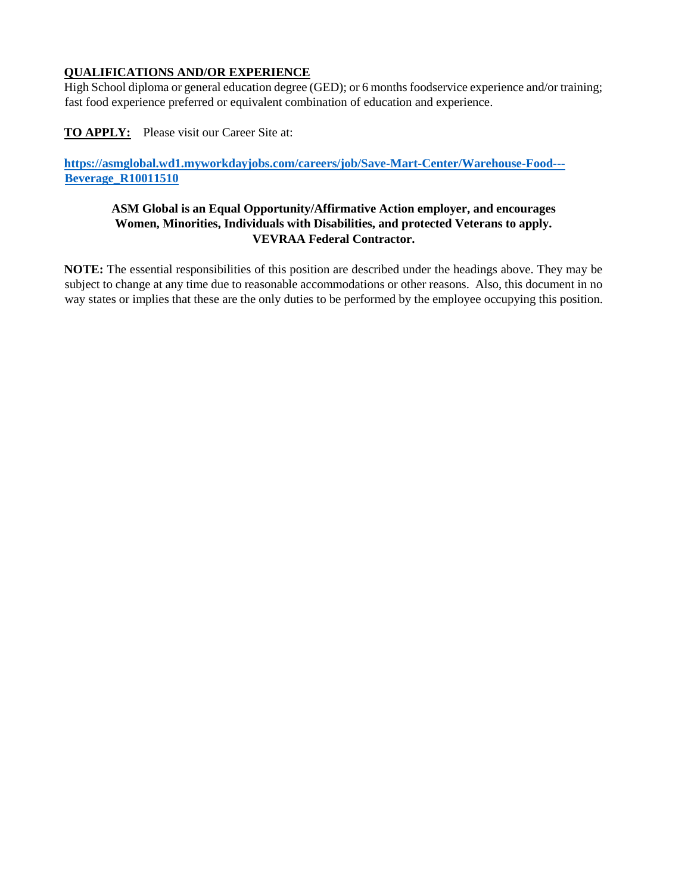## QUALIFICATIONS AND/OR EXPERIENCE

High School diploma or general education degree (GED); or 6 months foodservice experience and/or training; fast food experience preferred or equivalent combination of education and experience.

**TO APPLY:** Please visit our Career Site at:

**https://asmglobal.wd1.myworkdayjobs.com/careers/job/Save-Mart-Center/Warehouse-Food---Beverage_R10011510**

**ASM Global is an Equal Opportunity/Affirmative Action employer, and encourages Women, Minorities, Individuals with Disabilities, and protected Veterans to apply. VEVRAA Federal Contractor.**

**NOTE:** The essential responsibilities of this position are described under the headings above. They may be subject to change at any time due to reasonable accommodations or other reasons. Also, this document in no way states or implies that these are the only duties to be performed by the employee occupying this position.